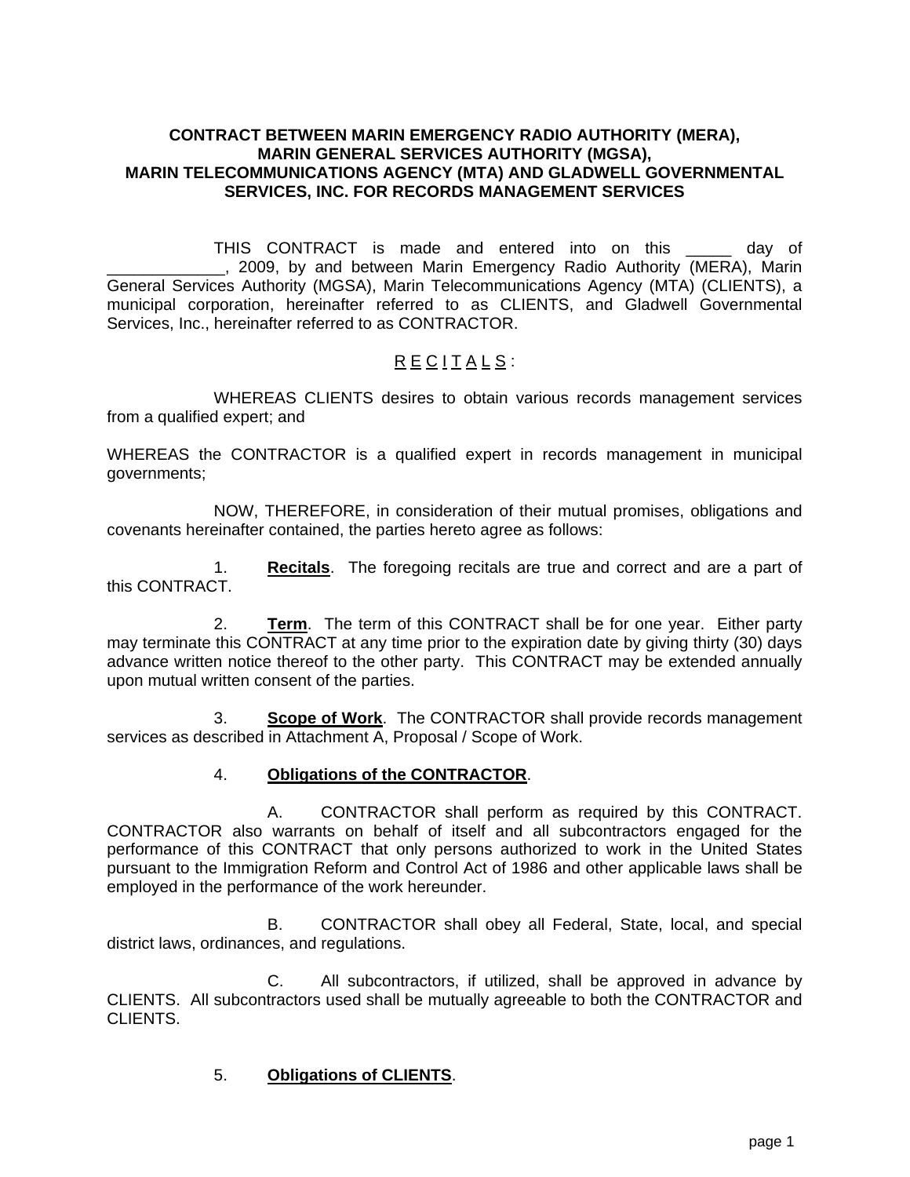# CONTRACT BETWEEN MARIN EMERGENCY RADIO AUTHORITY (MERA), MARIN GENERAL SERVICES AUTHORITY (MGSA), MARIN TELECOMMUNICATIONS AGENCY (MTA) AND GLADWELL GOVERNMENTAL SERVICES, INC. FOR RECORDS MANAGEMENT SERVICES

THIS CONTRACT is made and entered into on this _____ day of _____________, 2009, by and between Marin Emergency Radio Authority (MERA), Marin General Services Authority (MGSA), Marin Telecommunications Agency (MTA) (CLIENTS), a municipal corporation, hereinafter referred to as CLIENTS, and Gladwell Governmental Services, Inc., hereinafter referred to as CONTRACTOR.

## R E C I T A L S :

WHEREAS CLIENTS desires to obtain various records management services from a qualified expert; and

WHEREAS the CONTRACTOR is a qualified expert in records management in municipal governments;

NOW, THEREFORE, in consideration of their mutual promises, obligations and covenants hereinafter contained, the parties hereto agree as follows:

1. **Recitals**. The foregoing recitals are true and correct and are a part of this CONTRACT.

2. **Term**. The term of this CONTRACT shall be for one year. Either party may terminate this CONTRACT at any time prior to the expiration date by giving thirty (30) days advance written notice thereof to the other party. This CONTRACT may be extended annually upon mutual written consent of the parties.

3. **Scope of Work**. The CONTRACTOR shall provide records management services as described in Attachment A, Proposal / Scope of Work.

4. **Obligations of the CONTRACTOR**.

   A. CONTRACTOR shall perform as required by this CONTRACT. CONTRACTOR also warrants on behalf of itself and all subcontractors engaged for the performance of this CONTRACT that only persons authorized to work in the United States pursuant to the Immigration Reform and Control Act of 1986 and other applicable laws shall be employed in the performance of the work hereunder.

   B. CONTRACTOR shall obey all Federal, State, local, and special district laws, ordinances, and regulations.

   C. All subcontractors, if utilized, shall be approved in advance by CLIENTS. All subcontractors used shall be mutually agreeable to both the CONTRACTOR and CLIENTS.

5. **Obligations of CLIENTS**.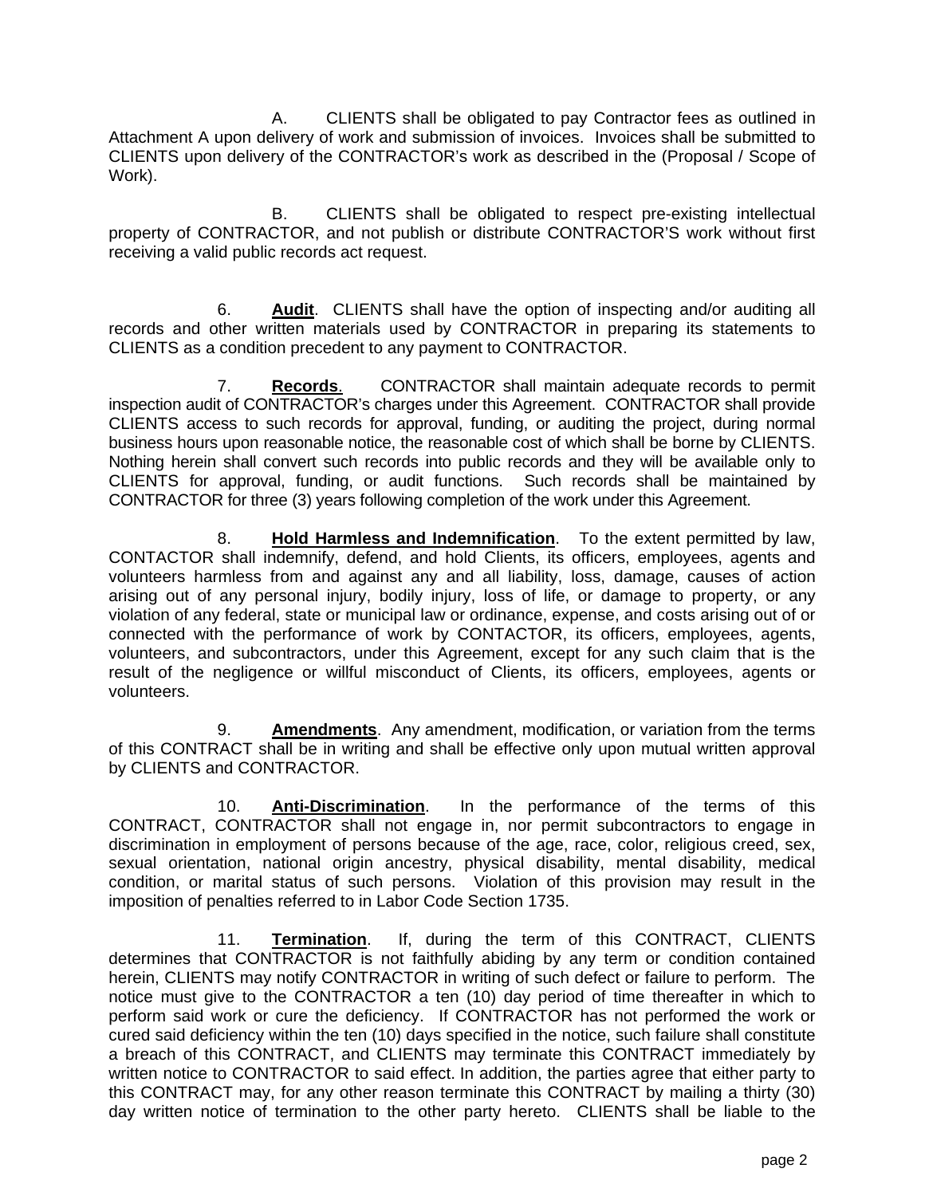A. CLIENTS shall be obligated to pay Contractor fees as outlined in Attachment A upon delivery of work and submission of invoices. Invoices shall be submitted to CLIENTS upon delivery of the CONTRACTOR's work as described in the (Proposal / Scope of Work).

B. CLIENTS shall be obligated to respect pre-existing intellectual property of CONTRACTOR, and not publish or distribute CONTRACTOR'S work without first receiving a valid public records act request.

6. **Audit**. CLIENTS shall have the option of inspecting and/or auditing all records and other written materials used by CONTRACTOR in preparing its statements to CLIENTS as a condition precedent to any payment to CONTRACTOR.

7. **Records**. CONTRACTOR shall maintain adequate records to permit inspection audit of CONTRACTOR's charges under this Agreement. CONTRACTOR shall provide CLIENTS access to such records for approval, funding, or auditing the project, during normal business hours upon reasonable notice, the reasonable cost of which shall be borne by CLIENTS. Nothing herein shall convert such records into public records and they will be available only to CLIENTS for approval, funding, or audit functions. Such records shall be maintained by CONTRACTOR for three (3) years following completion of the work under this Agreement.

8. **Hold Harmless and Indemnification**. To the extent permitted by law, CONTACTOR shall indemnify, defend, and hold Clients, its officers, employees, agents and volunteers harmless from and against any and all liability, loss, damage, causes of action arising out of any personal injury, bodily injury, loss of life, or damage to property, or any violation of any federal, state or municipal law or ordinance, expense, and costs arising out of or connected with the performance of work by CONTACTOR, its officers, employees, agents, volunteers, and subcontractors, under this Agreement, except for any such claim that is the result of the negligence or willful misconduct of Clients, its officers, employees, agents or volunteers.

9. **Amendments**. Any amendment, modification, or variation from the terms of this CONTRACT shall be in writing and shall be effective only upon mutual written approval by CLIENTS and CONTRACTOR.

10. **Anti-Discrimination**. In the performance of the terms of this CONTRACT, CONTRACTOR shall not engage in, nor permit subcontractors to engage in discrimination in employment of persons because of the age, race, color, religious creed, sex, sexual orientation, national origin ancestry, physical disability, mental disability, medical condition, or marital status of such persons. Violation of this provision may result in the imposition of penalties referred to in Labor Code Section 1735.

11. **Termination**. If, during the term of this CONTRACT, CLIENTS determines that CONTRACTOR is not faithfully abiding by any term or condition contained herein, CLIENTS may notify CONTRACTOR in writing of such defect or failure to perform. The notice must give to the CONTRACTOR a ten (10) day period of time thereafter in which to perform said work or cure the deficiency. If CONTRACTOR has not performed the work or cured said deficiency within the ten (10) days specified in the notice, such failure shall constitute a breach of this CONTRACT, and CLIENTS may terminate this CONTRACT immediately by written notice to CONTRACTOR to said effect. In addition, the parties agree that either party to this CONTRACT may, for any other reason terminate this CONTRACT by mailing a thirty (30) day written notice of termination to the other party hereto. CLIENTS shall be liable to the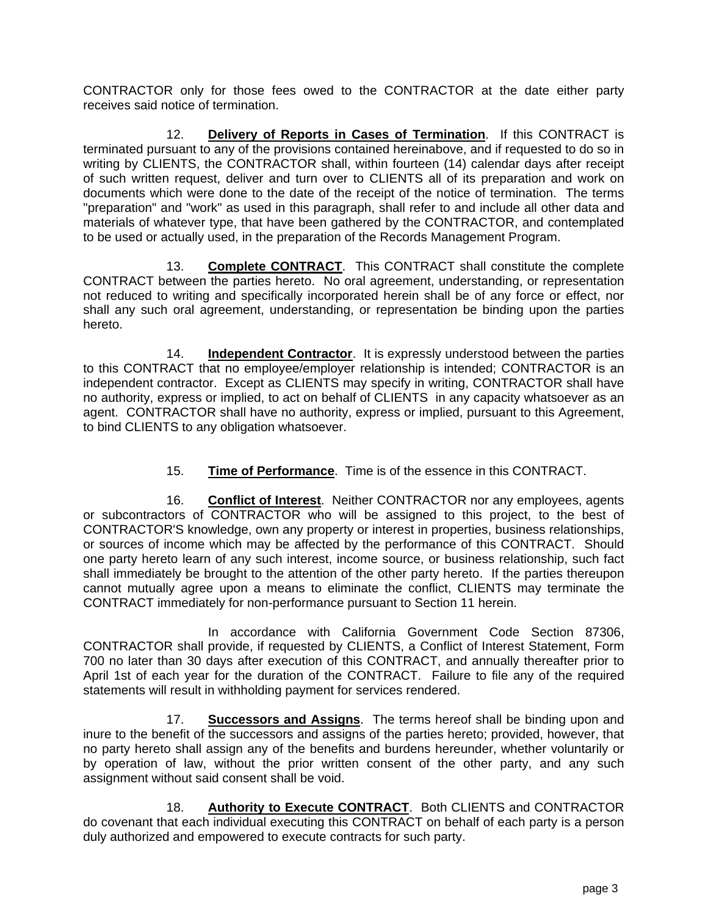CONTRACTOR only for those fees owed to the CONTRACTOR at the date either party receives said notice of termination.

12. **Delivery of Reports in Cases of Termination**. If this CONTRACT is terminated pursuant to any of the provisions contained hereinabove, and if requested to do so in writing by CLIENTS, the CONTRACTOR shall, within fourteen (14) calendar days after receipt of such written request, deliver and turn over to CLIENTS all of its preparation and work on documents which were done to the date of the receipt of the notice of termination. The terms "preparation" and "work" as used in this paragraph, shall refer to and include all other data and materials of whatever type, that have been gathered by the CONTRACTOR, and contemplated to be used or actually used, in the preparation of the Records Management Program.

13. **Complete CONTRACT**. This CONTRACT shall constitute the complete CONTRACT between the parties hereto. No oral agreement, understanding, or representation not reduced to writing and specifically incorporated herein shall be of any force or effect, nor shall any such oral agreement, understanding, or representation be binding upon the parties hereto.

14. **Independent Contractor**. It is expressly understood between the parties to this CONTRACT that no employee/employer relationship is intended; CONTRACTOR is an independent contractor. Except as CLIENTS may specify in writing, CONTRACTOR shall have no authority, express or implied, to act on behalf of CLIENTS in any capacity whatsoever as an agent. CONTRACTOR shall have no authority, express or implied, pursuant to this Agreement, to bind CLIENTS to any obligation whatsoever.

15. **Time of Performance**. Time is of the essence in this CONTRACT.

16. **Conflict of Interest**. Neither CONTRACTOR nor any employees, agents or subcontractors of CONTRACTOR who will be assigned to this project, to the best of CONTRACTOR'S knowledge, own any property or interest in properties, business relationships, or sources of income which may be affected by the performance of this CONTRACT. Should one party hereto learn of any such interest, income source, or business relationship, such fact shall immediately be brought to the attention of the other party hereto. If the parties thereupon cannot mutually agree upon a means to eliminate the conflict, CLIENTS may terminate the CONTRACT immediately for non-performance pursuant to Section 11 herein.

In accordance with California Government Code Section 87306, CONTRACTOR shall provide, if requested by CLIENTS, a Conflict of Interest Statement, Form 700 no later than 30 days after execution of this CONTRACT, and annually thereafter prior to April 1st of each year for the duration of the CONTRACT. Failure to file any of the required statements will result in withholding payment for services rendered.

17. **Successors and Assigns**. The terms hereof shall be binding upon and inure to the benefit of the successors and assigns of the parties hereto; provided, however, that no party hereto shall assign any of the benefits and burdens hereunder, whether voluntarily or by operation of law, without the prior written consent of the other party, and any such assignment without said consent shall be void.

18. **Authority to Execute CONTRACT**. Both CLIENTS and CONTRACTOR do covenant that each individual executing this CONTRACT on behalf of each party is a person duly authorized and empowered to execute contracts for such party.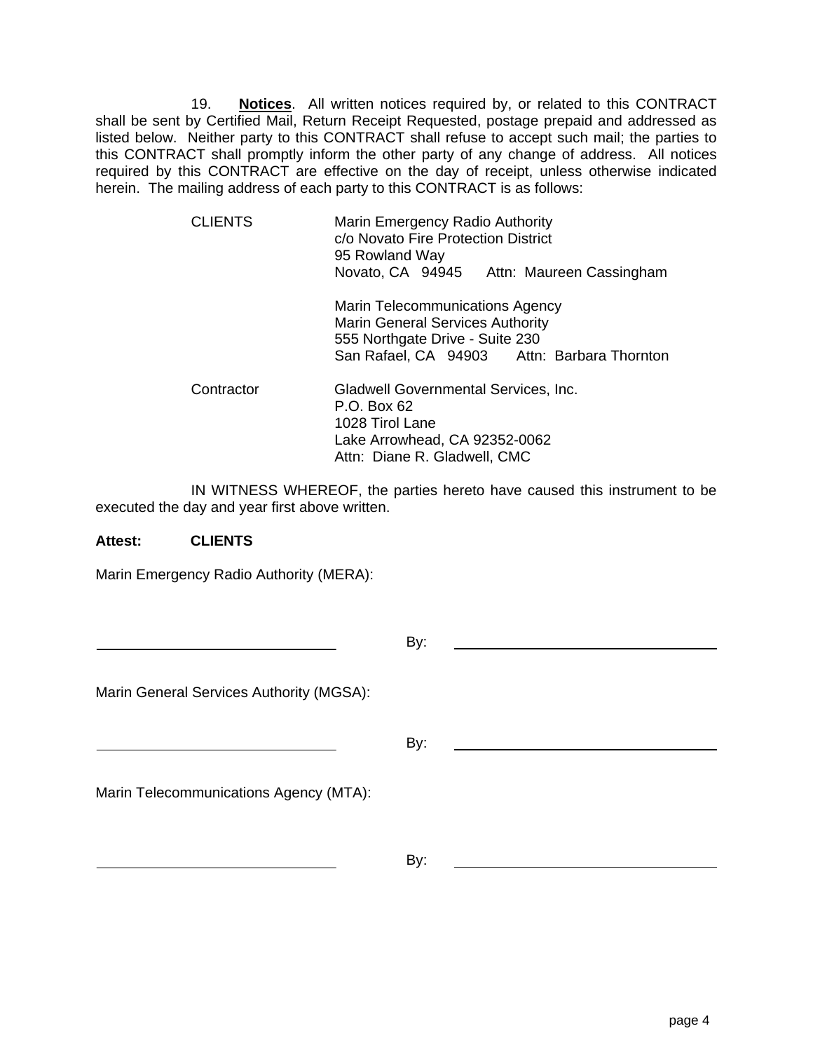19. **Notices**. All written notices required by, or related to this CONTRACT shall be sent by Certified Mail, Return Receipt Requested, postage prepaid and addressed as listed below. Neither party to this CONTRACT shall refuse to accept such mail; the parties to this CONTRACT shall promptly inform the other party of any change of address. All notices required by this CONTRACT are effective on the day of receipt, unless otherwise indicated herein. The mailing address of each party to this CONTRACT is as follows:

CLIENTS

Marin Emergency Radio Authority
c/o Novato Fire Protection District
95 Rowland Way
Novato, CA 94945 Attn: Maureen Cassingham

Marin Telecommunications Agency
Marin General Services Authority
555 Northgate Drive - Suite 230
San Rafael, CA 94903 Attn: Barbara Thornton

Contractor

Gladwell Governmental Services, Inc.
P.O. Box 62
1028 Tirol Lane
Lake Arrowhead, CA 92352-0062
Attn: Diane R. Gladwell, CMC

IN WITNESS WHEREOF, the parties hereto have caused this instrument to be executed the day and year first above written.

**Attest: CLIENTS**

Marin Emergency Radio Authority (MERA):

\_\_\_\_\_\_\_\_\_\_\_\_\_\_\_\_\_\_\_\_\_\_\_\_\_\_\_\_ By: \_\_\_\_\_\_\_\_\_\_\_\_\_\_\_\_\_\_\_\_\_\_\_\_\_\_\_\_

Marin General Services Authority (MGSA):

\_\_\_\_\_\_\_\_\_\_\_\_\_\_\_\_\_\_\_\_\_\_\_\_\_\_\_\_ By: \_\_\_\_\_\_\_\_\_\_\_\_\_\_\_\_\_\_\_\_\_\_\_\_\_\_\_\_

Marin Telecommunications Agency (MTA):

\_\_\_\_\_\_\_\_\_\_\_\_\_\_\_\_\_\_\_\_\_\_\_\_\_\_\_\_ By: \_\_\_\_\_\_\_\_\_\_\_\_\_\_\_\_\_\_\_\_\_\_\_\_\_\_\_\_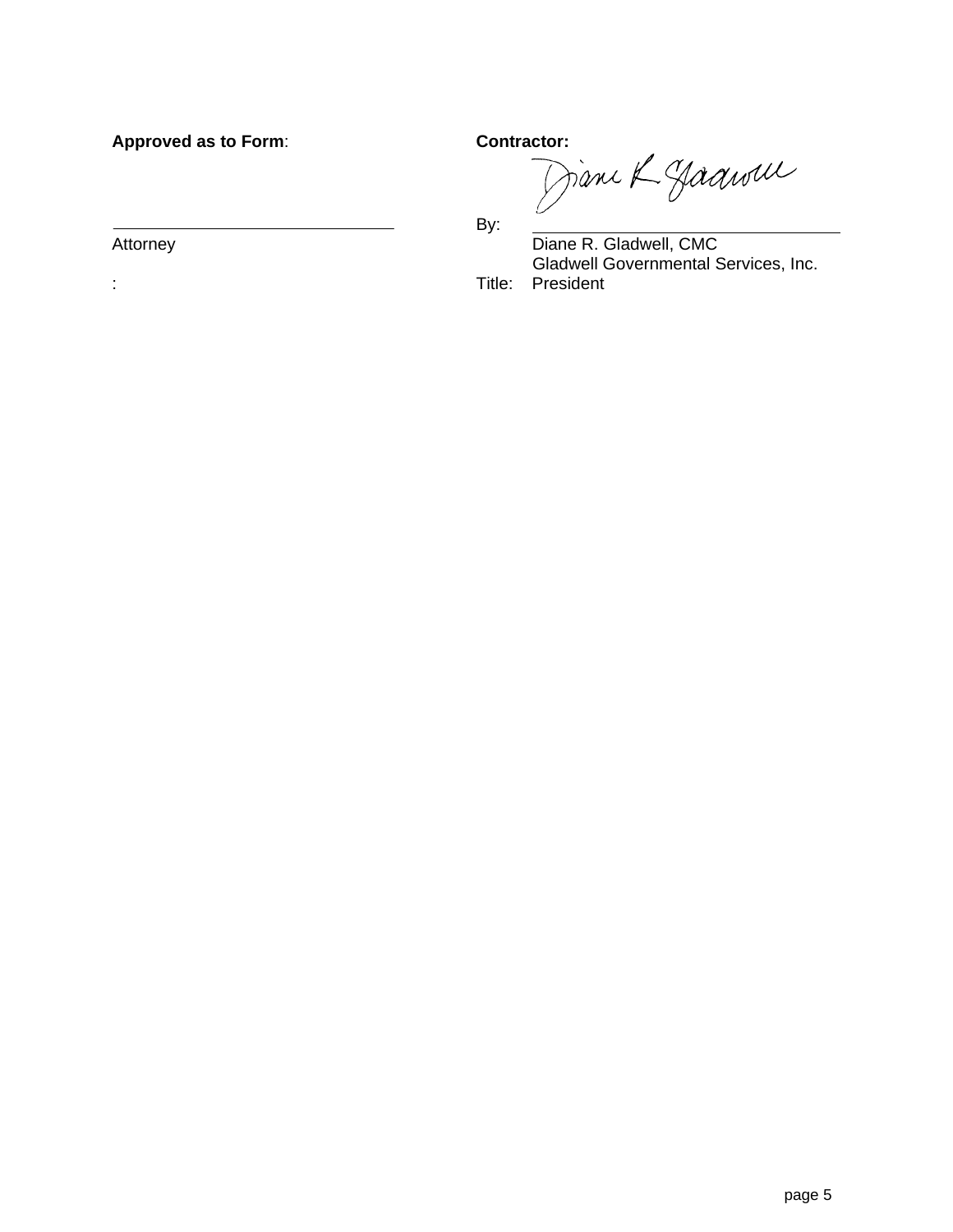**Approved as to Form**:

\_\_\_\_\_\_\_\_\_\_\_\_\_\_\_\_\_\_\_\_\_\_\_\_\_\_\_\_\_\_

Attorney

:

**Contractor:**

By: \_\_\_\_\_\_\_\_\_\_\_\_\_\_\_\_\_\_\_\_\_\_\_\_\_\_\_\_\_\_

Diane R. Gladwell, CMC
Gladwell Governmental Services, Inc.

Title: President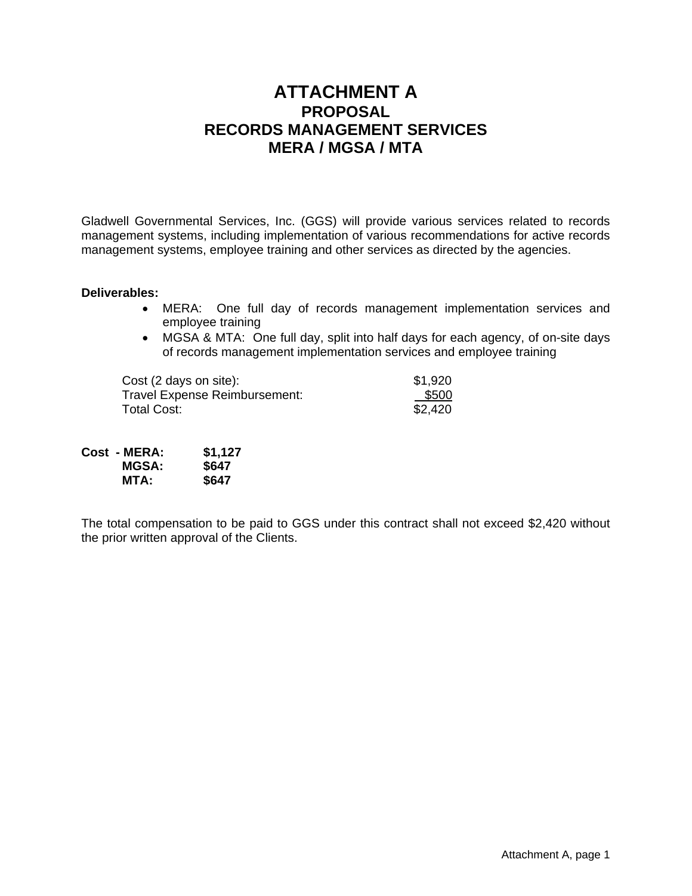# ATTACHMENT A

## PROPOSAL

## RECORDS MANAGEMENT SERVICES

## MERA / MGSA / MTA

Gladwell Governmental Services, Inc. (GGS) will provide various services related to records management systems, including implementation of various recommendations for active records management systems, employee training and other services as directed by the agencies.

**Deliverables:**

- MERA: One full day of records management implementation services and employee training
- MGSA & MTA: One full day, split into half days for each agency, of on-site days of records management implementation services and employee training

| | |
|---|---|
| Cost (2 days on site): | $1,920 |
| Travel Expense Reimbursement: | $500 |
| Total Cost: | $2,420 |

| | | |
|---|---|---|
| **Cost** | **- MERA:** | **$1,127** |
| | **MGSA:** | **$647** |
| | **MTA:** | **$647** |

The total compensation to be paid to GGS under this contract shall not exceed $2,420 without the prior written approval of the Clients.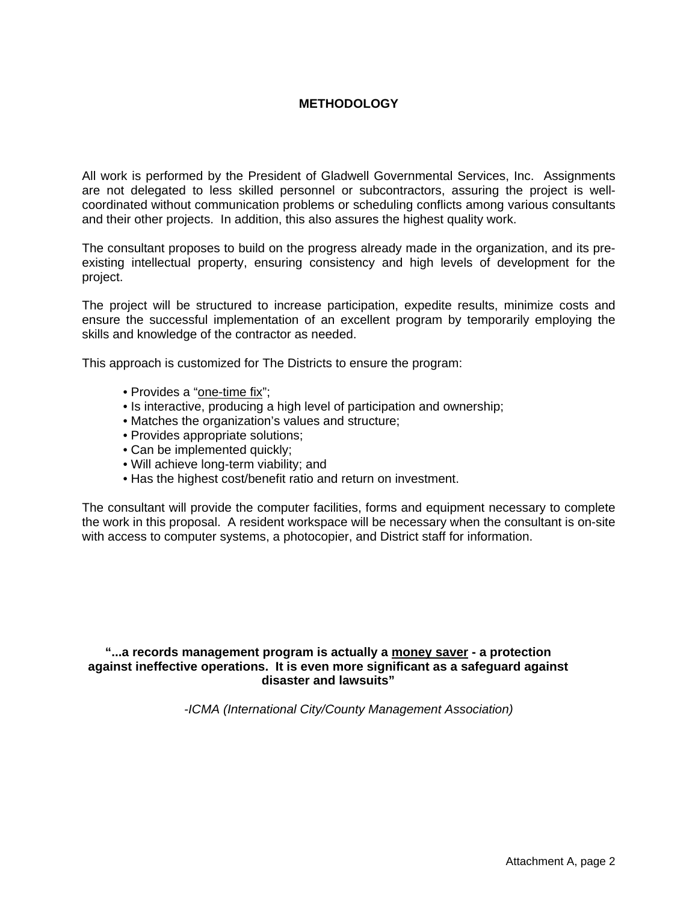# METHODOLOGY

All work is performed by the President of Gladwell Governmental Services, Inc. Assignments are not delegated to less skilled personnel or subcontractors, assuring the project is well-coordinated without communication problems or scheduling conflicts among various consultants and their other projects. In addition, this also assures the highest quality work.

The consultant proposes to build on the progress already made in the organization, and its pre-existing intellectual property, ensuring consistency and high levels of development for the project.

The project will be structured to increase participation, expedite results, minimize costs and ensure the successful implementation of an excellent program by temporarily employing the skills and knowledge of the contractor as needed.

This approach is customized for The Districts to ensure the program:

- Provides a "<u>one-time fix</u>";
- Is interactive, producing a high level of participation and ownership;
- Matches the organization's values and structure;
- Provides appropriate solutions;
- Can be implemented quickly;
- Will achieve long-term viability; and
- Has the highest cost/benefit ratio and return on investment.

The consultant will provide the computer facilities, forms and equipment necessary to complete the work in this proposal. A resident workspace will be necessary when the consultant is on-site with access to computer systems, a photocopier, and District staff for information.

**"...a records management program is actually a <u>money saver</u> - a protection against ineffective operations. It is even more significant as a safeguard against disaster and lawsuits"**

*-ICMA (International City/County Management Association)*

Attachment A, page 2